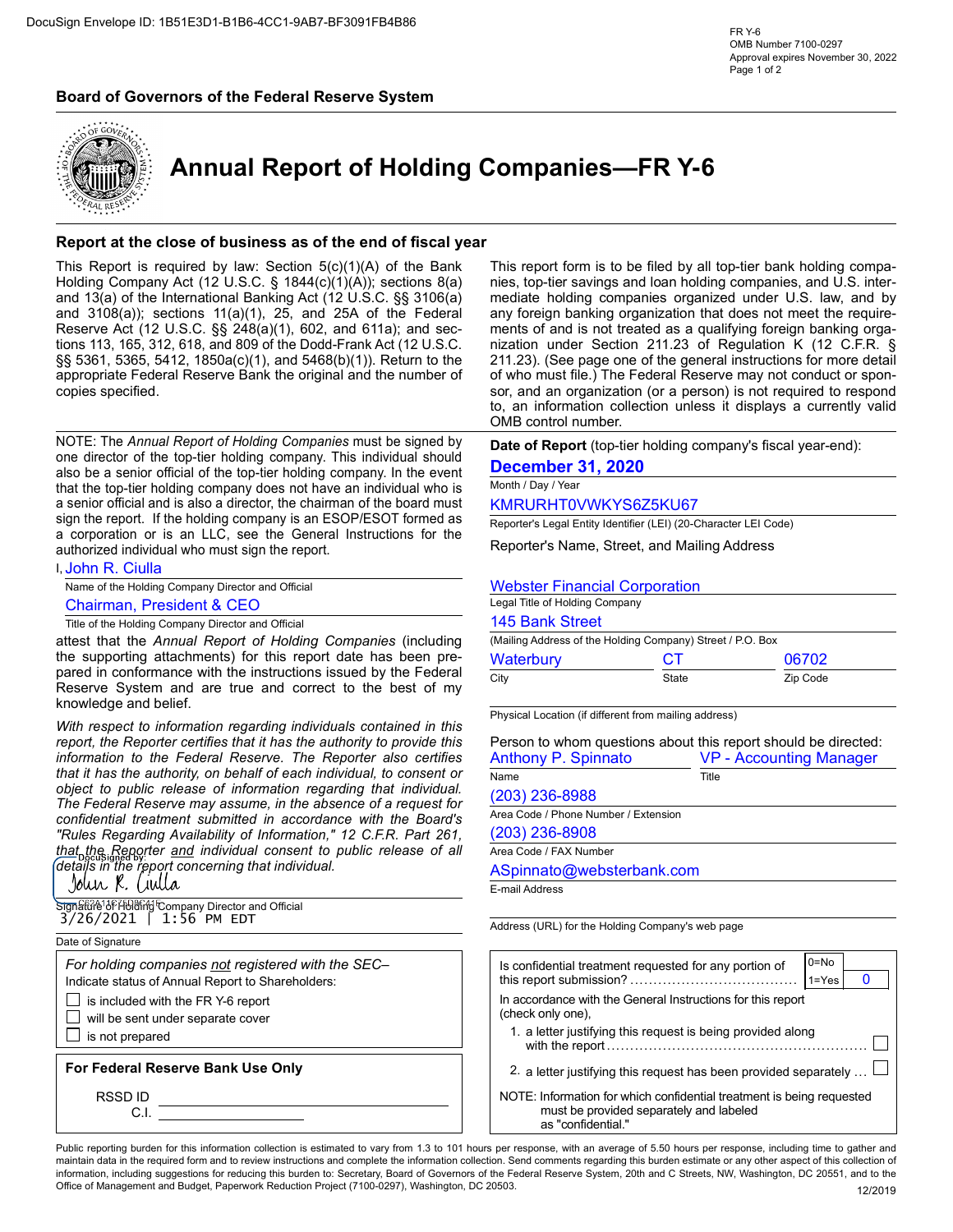DocuSign Envelope ID: 1B51E3D1-B1B6-4CC1-9AB7-BF3091FB4B86

FR Y-6
OMB Number 7100-0297
Approval expires November 30, 2022

**Board of Governors of the Federal Reserve System**

# Annual Report of Holding Companies—FR Y-6

## Report at the close of business as of the end of fiscal year

This Report is required by law: Section 5(c)(1)(A) of the Bank Holding Company Act (12 U.S.C. § 1844(c)(1)(A)); sections 8(a) and 13(a) of the International Banking Act (12 U.S.C. §§ 3106(a) and 3108(a)); sections 11(a)(1), 25, and 25A of the Federal Reserve Act (12 U.S.C. §§ 248(a)(1), 602, and 611a); and sections 113, 165, 312, 618, and 809 of the Dodd-Frank Act (12 U.S.C. §§ 5361, 5365, 5412, 1850a(c)(1), and 5468(b)(1)). Return to the appropriate Federal Reserve Bank the original and the number of copies specified.

This report form is to be filed by all top-tier bank holding companies, top-tier savings and loan holding companies, and U.S. intermediate holding companies organized under U.S. law, and by any foreign banking organization that does not meet the requirements of and is not treated as a qualifying foreign banking organization under Section 211.23 of Regulation K (12 C.F.R. § 211.23). (See page one of the general instructions for more detail of who must file.) The Federal Reserve may not conduct or sponsor, and an organization (or a person) is not required to respond to, an information collection unless it displays a currently valid OMB control number.

NOTE: The *Annual Report of Holding Companies* must be signed by one director of the top-tier holding company. This individual should also be a senior official of the top-tier holding company. In the event that the top-tier holding company does not have an individual who is a senior official and is also a director, the chairman of the board must sign the report. If the holding company is an ESOP/ESOT formed as a corporation or is an LLC, see the General Instructions for the authorized individual who must sign the report.

I, John R. Ciulla
Name of the Holding Company Director and Official

Chairman, President & CEO
Title of the Holding Company Director and Official

attest that the *Annual Report of Holding Companies* (including the supporting attachments) for this report date has been prepared in conformance with the instructions issued by the Federal Reserve System and are true and correct to the best of my knowledge and belief.

*With respect to information regarding individuals contained in this report, the Reporter certifies that it has the authority to provide this information to the Federal Reserve. The Reporter also certifies that it has the authority, on behalf of each individual, to consent or object to public release of information regarding that individual. The Federal Reserve may assume, in the absence of a request for confidential treatment submitted in accordance with the Board's "Rules Regarding Availability of Information," 12 C.F.R. Part 261, that the Reporter and individual consent to public release of all details in the report concerning that individual.*

DocuSigned by: John R. Ciulla
Signature of Holding Company Director and Official

3/26/2021 | 1:56 PM EDT
Date of Signature

*For holding companies not registered with the SEC–*
Indicate status of Annual Report to Shareholders:

- ☐ is included with the FR Y-6 report
- ☐ will be sent under separate cover
- ☐ is not prepared

**For Federal Reserve Bank Use Only**

RSSD ID ____________________

C.I. ____________________

**Date of Report** (top-tier holding company's fiscal year-end):

**December 31, 2020**
Month / Day / Year

KMRURHT0VWKYS6Z5KU67
Reporter's Legal Entity Identifier (LEI) (20-Character LEI Code)

Reporter's Name, Street, and Mailing Address

Webster Financial Corporation
Legal Title of Holding Company

145 Bank Street
(Mailing Address of the Holding Company) Street / P.O. Box

| Waterbury | CT | 06702 |
|---|---|---|
| City | State | Zip Code |

Physical Location (if different from mailing address)

Person to whom questions about this report should be directed:

| Anthony P. Spinnato | VP - Accounting Manager |
|---|---|
| Name | Title |

(203) 236-8988
Area Code / Phone Number / Extension

(203) 236-8908
Area Code / FAX Number

ASpinnato@websterbank.com
E-mail Address

Address (URL) for the Holding Company's web page

Is confidential treatment requested for any portion of this report submission? (0=No, 1=Yes): 0

In accordance with the General Instructions for this report (check only one),

1. a letter justifying this request is being provided along with the report ☐
2. a letter justifying this request has been provided separately ☐

NOTE: Information for which confidential treatment is being requested must be provided separately and labeled as "confidential."

Public reporting burden for this information collection is estimated to vary from 1.3 to 101 hours per response, with an average of 5.50 hours per response, including time to gather and maintain data in the required form and to review instructions and complete the information collection. Send comments regarding this burden estimate or any other aspect of this collection of information, including suggestions for reducing this burden to: Secretary, Board of Governors of the Federal Reserve System, 20th and C Streets, NW, Washington, DC 20551, and to the Office of Management and Budget, Paperwork Reduction Project (7100-0297), Washington, DC 20503.

12/2019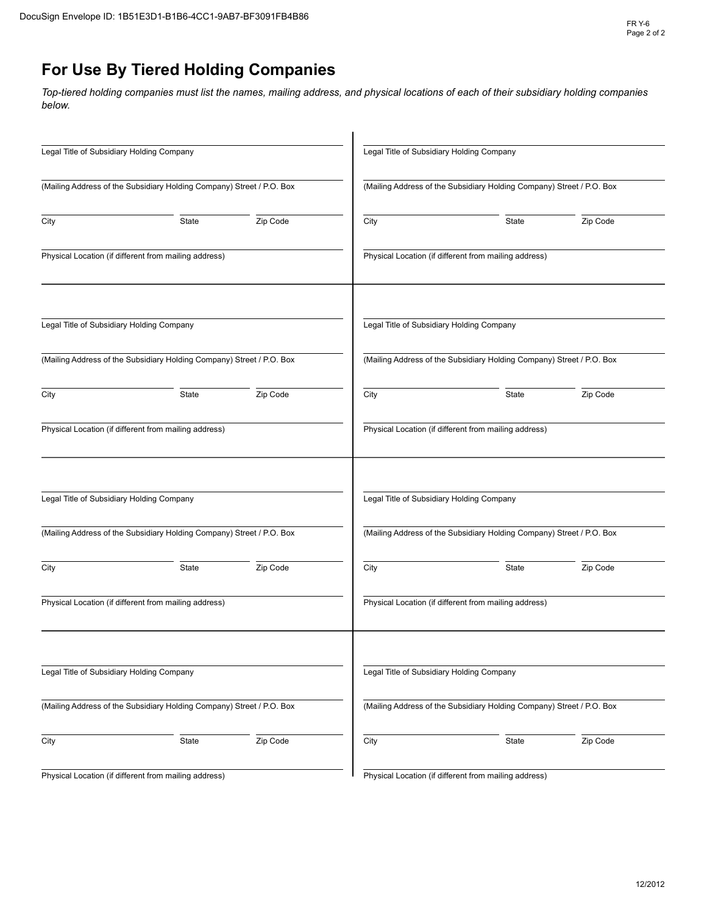## For Use By Tiered Holding Companies

*Top-tiered holding companies must list the names, mailing address, and physical locations of each of their subsidiary holding companies below.*

Legal Title of Subsidiary Holding Company

(Mailing Address of the Subsidiary Holding Company) Street / P.O. Box

City State Zip Code

Physical Location (if different from mailing address)

Legal Title of Subsidiary Holding Company

(Mailing Address of the Subsidiary Holding Company) Street / P.O. Box

City State Zip Code

Physical Location (if different from mailing address)

Legal Title of Subsidiary Holding Company

(Mailing Address of the Subsidiary Holding Company) Street / P.O. Box

City State Zip Code

Physical Location (if different from mailing address)

Legal Title of Subsidiary Holding Company

(Mailing Address of the Subsidiary Holding Company) Street / P.O. Box

City State Zip Code

Physical Location (if different from mailing address)

Legal Title of Subsidiary Holding Company

(Mailing Address of the Subsidiary Holding Company) Street / P.O. Box

City State Zip Code

Physical Location (if different from mailing address)

Legal Title of Subsidiary Holding Company

(Mailing Address of the Subsidiary Holding Company) Street / P.O. Box

City State Zip Code

Physical Location (if different from mailing address)

Legal Title of Subsidiary Holding Company

(Mailing Address of the Subsidiary Holding Company) Street / P.O. Box

City State Zip Code

Physical Location (if different from mailing address)

Legal Title of Subsidiary Holding Company

(Mailing Address of the Subsidiary Holding Company) Street / P.O. Box

City State Zip Code

Physical Location (if different from mailing address)

12/2012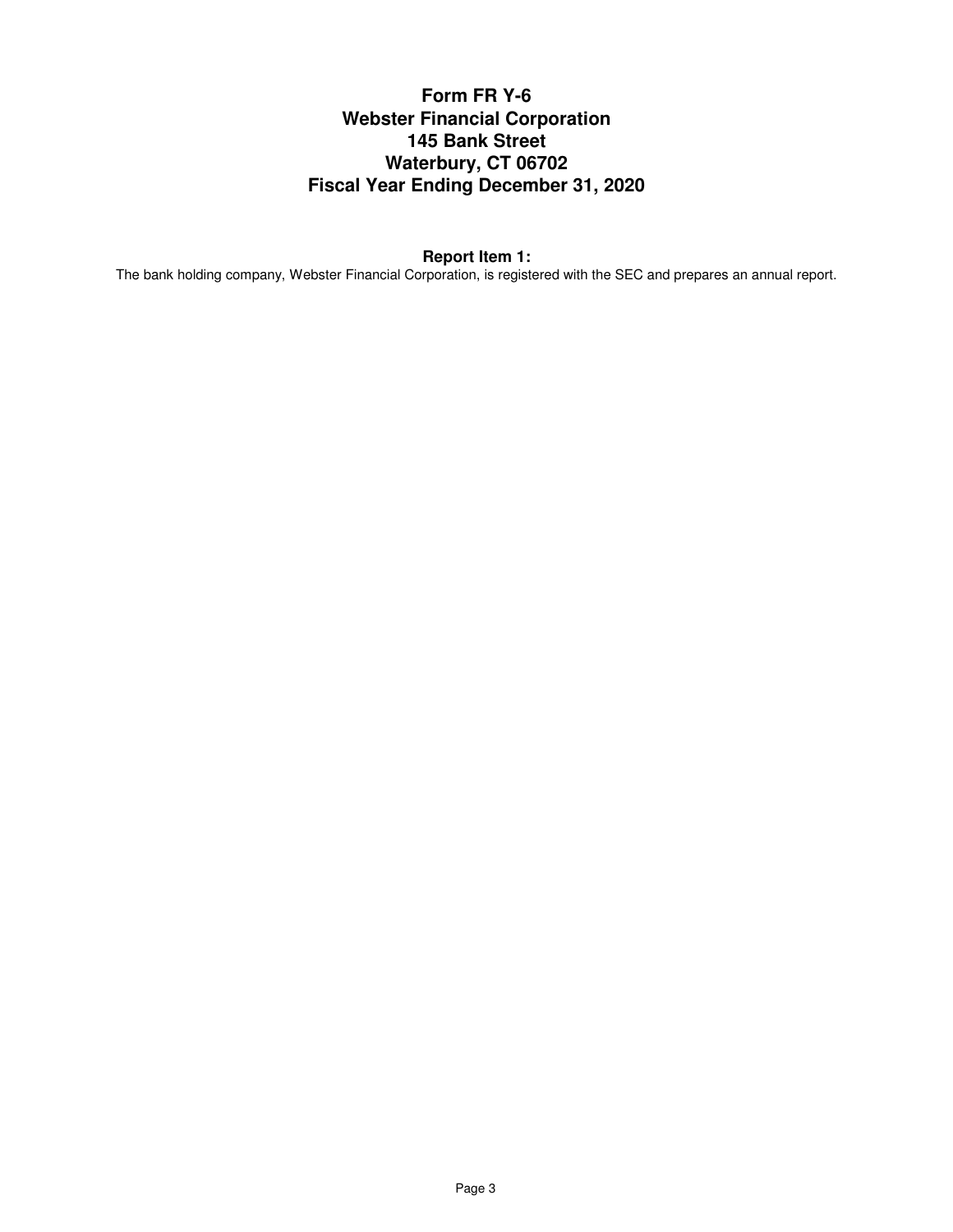# Form FR Y-6
# Webster Financial Corporation
# 145 Bank Street
# Waterbury, CT 06702
# Fiscal Year Ending December 31, 2020

**Report Item 1:**

The bank holding company, Webster Financial Corporation, is registered with the SEC and prepares an annual report.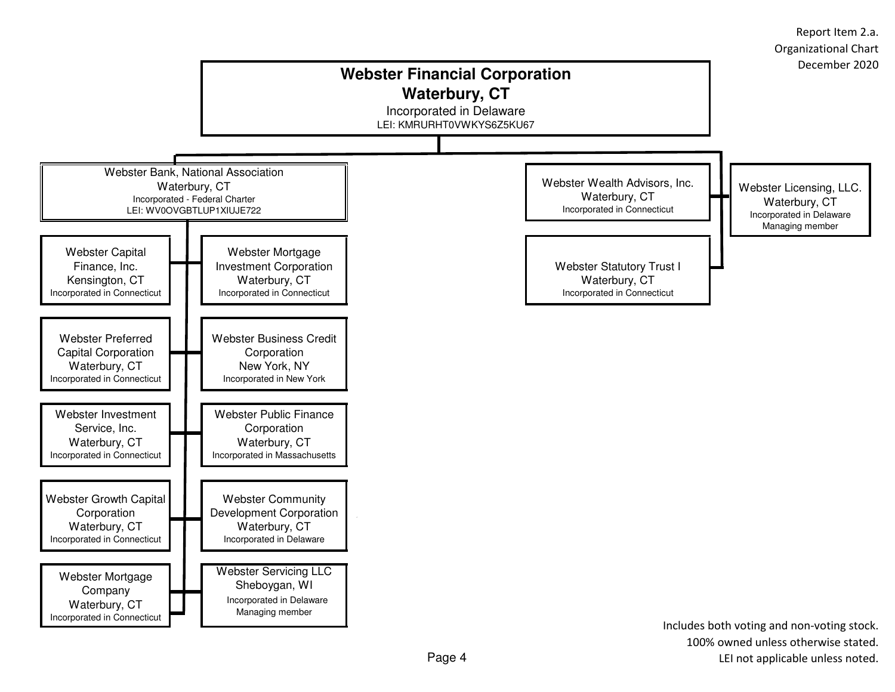Report Item 2.a.
Organizational Chart
December 2020

# Webster Financial Corporation
## Waterbury, CT
Incorporated in Delaware
LEI: KMRURHT0VWKYS6Z5KU67

- **Webster Bank, National Association**, Waterbury, CT — Incorporated - Federal Charter — LEI: WV0OVGBTLUP1XIUJE722
  - Webster Capital Finance, Inc., Kensington, CT — Incorporated in Connecticut
  - Webster Mortgage Investment Corporation, Waterbury, CT — Incorporated in Connecticut
  - Webster Preferred Capital Corporation, Waterbury, CT — Incorporated in Connecticut
  - Webster Business Credit Corporation, New York, NY — Incorporated in New York
  - Webster Investment Service, Inc., Waterbury, CT — Incorporated in Connecticut
  - Webster Public Finance Corporation, Waterbury, CT — Incorporated in Massachusetts
  - Webster Growth Capital Corporation, Waterbury, CT — Incorporated in Connecticut
  - Webster Community Development Corporation, Waterbury, CT — Incorporated in Delaware
  - Webster Mortgage Company, Waterbury, CT — Incorporated in Connecticut
  - Webster Servicing LLC, Sheboygan, WI — Incorporated in Delaware — Managing member
- **Webster Wealth Advisors, Inc.**, Waterbury, CT — Incorporated in Connecticut
- **Webster Licensing, LLC.**, Waterbury, CT — Incorporated in Delaware — Managing member
- **Webster Statutory Trust I**, Waterbury, CT — Incorporated in Connecticut

Includes both voting and non-voting stock.
100% owned unless otherwise stated.
LEI not applicable unless noted.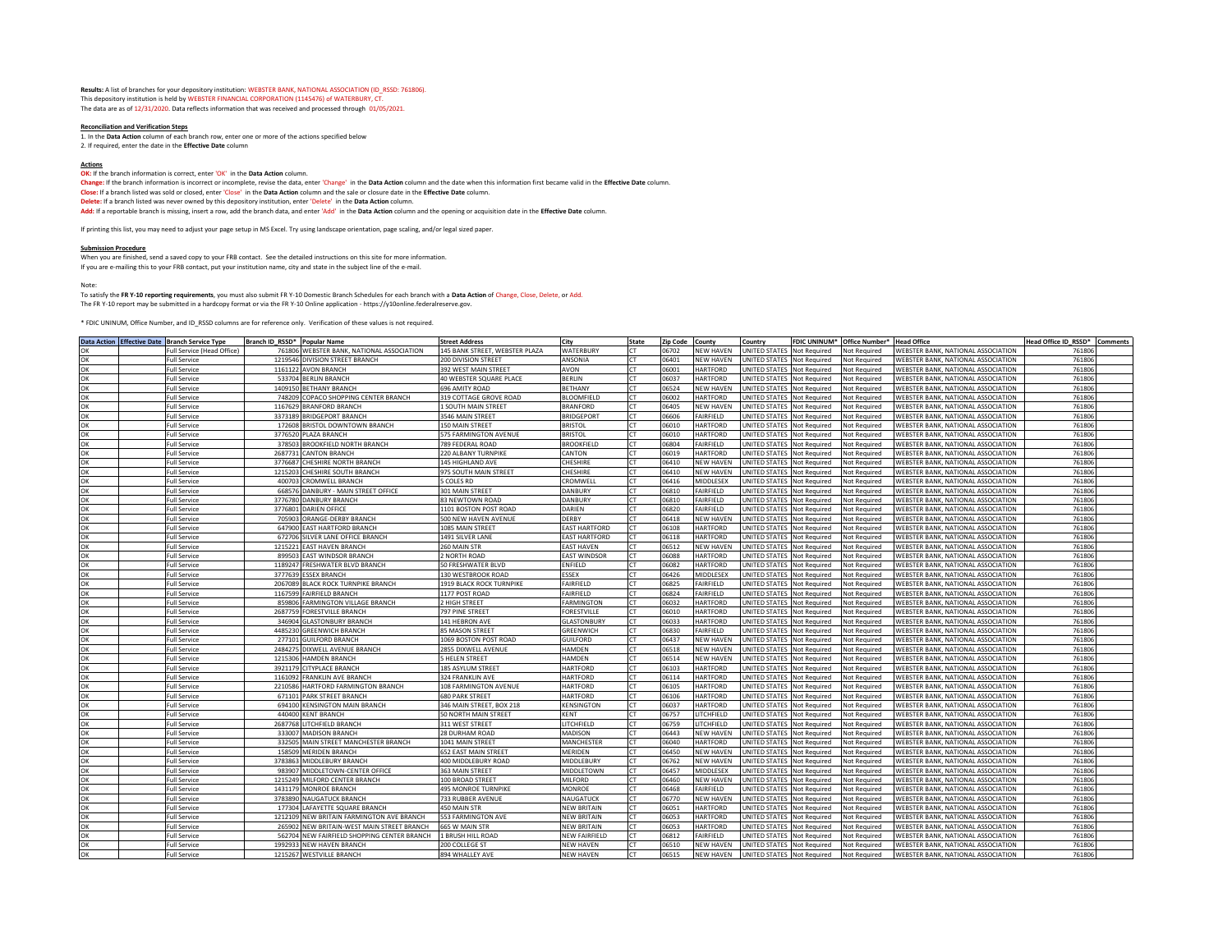**Results:** A list of branches for your depository institution: WEBSTER BANK, NATIONAL ASSOCIATION (ID_RSSD: 761806).
This depository institution is held by WEBSTER FINANCIAL CORPORATION (1145476) of WATERBURY, CT.
The data are as of 12/31/2020. Data reflects information that was received and processed through 01/05/2021.

**Reconciliation and Verification Steps**

1. In the **Data Action** column of each branch row, enter one or more of the actions specified below
2. If required, enter the date in the **Effective Date** column

**Actions**

**OK:** If the branch information is correct, enter 'OK' in the **Data Action** column.
**Change:** If the branch information is incorrect or incomplete, revise the data, enter 'Change' in the **Data Action** column and the date when this information first became valid in the **Effective Date** column.
**Close:** If a branch listed was sold or closed, enter 'Close' in the **Data Action** column and the sale or closure date in the **Effective Date** column.
**Delete:** If a branch listed was never owned by this depository institution, enter 'Delete' in the **Data Action** column.
**Add:** If a reportable branch is missing, insert a row, add the branch data, and enter 'Add' in the **Data Action** column and the opening or acquisition date in the **Effective Date** column.

If printing this list, you may need to adjust your page setup in MS Excel. Try using landscape orientation, page scaling, and/or legal sized paper.

**Submission Procedure**

When you are finished, send a saved copy to your FRB contact. See the detailed instructions on this site for more information.
If you are e-mailing this to your FRB contact, put your institution name, city and state in the subject line of the e-mail.

Note:
To satisfy the **FR Y-10 reporting requirements**, you must also submit FR Y-10 Domestic Branch Schedules for each branch with a **Data Action** of Change, Close, Delete, or Add.
The FR Y-10 report may be submitted in a hardcopy format or via the FR Y-10 Online application - https://y10online.federalreserve.gov.

* FDIC UNINUM, Office Number, and ID_RSSD columns are for reference only. Verification of these values is not required.

| Data Action | Effective Date | Branch Service Type | Branch ID_RSSD* | Popular Name | Street Address | City | State | Zip Code | County | Country | FDIC UNINUM* | Office Number* | Head Office | Head Office ID_RSSD* | Comments |
|---|---|---|---|---|---|---|---|---|---|---|---|---|---|---|---|
| OK | | Full Service (Head Office) | 761806 | WEBSTER BANK, NATIONAL ASSOCIATION | 145 BANK STREET, WEBSTER PLAZA | WATERBURY | CT | 06702 | NEW HAVEN | UNITED STATES | Not Required | Not Required | WEBSTER BANK, NATIONAL ASSOCIATION | 761806 | |
| OK | | Full Service | 1219546 | DIVISION STREET BRANCH | 200 DIVISION STREET | ANSONIA | CT | 06401 | NEW HAVEN | UNITED STATES | Not Required | Not Required | WEBSTER BANK, NATIONAL ASSOCIATION | 761806 | |
| OK | | Full Service | 1161122 | AVON BRANCH | 392 WEST MAIN STREET | AVON | CT | 06001 | HARTFORD | UNITED STATES | Not Required | Not Required | WEBSTER BANK, NATIONAL ASSOCIATION | 761806 | |
| OK | | Full Service | 533704 | BERLIN BRANCH | 40 WEBSTER SQUARE PLACE | BERLIN | CT | 06037 | HARTFORD | UNITED STATES | Not Required | Not Required | WEBSTER BANK, NATIONAL ASSOCIATION | 761806 | |
| OK | | Full Service | 1409150 | BETHANY BRANCH | 696 AMITY ROAD | BETHANY | CT | 06524 | NEW HAVEN | UNITED STATES | Not Required | Not Required | WEBSTER BANK, NATIONAL ASSOCIATION | 761806 | |
| OK | | Full Service | 748209 | COPACO SHOPPING CENTER BRANCH | 319 COTTAGE GROVE ROAD | BLOOMFIELD | CT | 06002 | HARTFORD | UNITED STATES | Not Required | Not Required | WEBSTER BANK, NATIONAL ASSOCIATION | 761806 | |
| OK | | Full Service | 1167629 | BRANFORD BRANCH | 1 SOUTH MAIN STREET | BRANFORD | CT | 06405 | NEW HAVEN | UNITED STATES | Not Required | Not Required | WEBSTER BANK, NATIONAL ASSOCIATION | 761806 | |
| OK | | Full Service | 3373189 | BRIDGEPORT BRANCH | 3546 MAIN STREET | BRIDGEPORT | CT | 06606 | FAIRFIELD | UNITED STATES | Not Required | Not Required | WEBSTER BANK, NATIONAL ASSOCIATION | 761806 | |
| OK | | Full Service | 172608 | BRISTOL DOWNTOWN BRANCH | 150 MAIN STREET | BRISTOL | CT | 06010 | HARTFORD | UNITED STATES | Not Required | Not Required | WEBSTER BANK, NATIONAL ASSOCIATION | 761806 | |
| OK | | Full Service | 3776520 | PLAZA BRANCH | 575 FARMINGTON AVENUE | BRISTOL | CT | 06010 | HARTFORD | UNITED STATES | Not Required | Not Required | WEBSTER BANK, NATIONAL ASSOCIATION | 761806 | |
| OK | | Full Service | 378503 | BROOKFIELD NORTH BRANCH | 789 FEDERAL ROAD | BROOKFIELD | CT | 06804 | FAIRFIELD | UNITED STATES | Not Required | Not Required | WEBSTER BANK, NATIONAL ASSOCIATION | 761806 | |
| OK | | Full Service | 2687731 | CANTON BRANCH | 220 ALBANY TURNPIKE | CANTON | CT | 06019 | HARTFORD | UNITED STATES | Not Required | Not Required | WEBSTER BANK, NATIONAL ASSOCIATION | 761806 | |
| OK | | Full Service | 3776687 | CHESHIRE NORTH BRANCH | 145 HIGHLAND AVE | CHESHIRE | CT | 06410 | NEW HAVEN | UNITED STATES | Not Required | Not Required | WEBSTER BANK, NATIONAL ASSOCIATION | 761806 | |
| OK | | Full Service | 1215203 | CHESHIRE SOUTH BRANCH | 975 SOUTH MAIN STREET | CHESHIRE | CT | 06410 | NEW HAVEN | UNITED STATES | Not Required | Not Required | WEBSTER BANK, NATIONAL ASSOCIATION | 761806 | |
| OK | | Full Service | 400703 | CROMWELL BRANCH | 5 COLES RD | CROMWELL | CT | 06416 | MIDDLESEX | UNITED STATES | Not Required | Not Required | WEBSTER BANK, NATIONAL ASSOCIATION | 761806 | |
| OK | | Full Service | 668576 | DANBURY - MAIN STREET OFFICE | 301 MAIN STREET | DANBURY | CT | 06810 | FAIRFIELD | UNITED STATES | Not Required | Not Required | WEBSTER BANK, NATIONAL ASSOCIATION | 761806 | |
| OK | | Full Service | 3776780 | DANBURY BRANCH | 83 NEWTOWN ROAD | DANBURY | CT | 06810 | FAIRFIELD | UNITED STATES | Not Required | Not Required | WEBSTER BANK, NATIONAL ASSOCIATION | 761806 | |
| OK | | Full Service | 3776801 | DARIEN OFFICE | 1101 BOSTON POST ROAD | DARIEN | CT | 06820 | FAIRFIELD | UNITED STATES | Not Required | Not Required | WEBSTER BANK, NATIONAL ASSOCIATION | 761806 | |
| OK | | Full Service | 705903 | ORANGE-DERBY BRANCH | 500 NEW HAVEN AVENUE | DERBY | CT | 06418 | NEW HAVEN | UNITED STATES | Not Required | Not Required | WEBSTER BANK, NATIONAL ASSOCIATION | 761806 | |
| OK | | Full Service | 647900 | EAST HARTFORD BRANCH | 1085 MAIN STREET | EAST HARTFORD | CT | 06108 | HARTFORD | UNITED STATES | Not Required | Not Required | WEBSTER BANK, NATIONAL ASSOCIATION | 761806 | |
| OK | | Full Service | 672706 | SILVER LANE OFFICE BRANCH | 1491 SILVER LANE | EAST HARTFORD | CT | 06118 | HARTFORD | UNITED STATES | Not Required | Not Required | WEBSTER BANK, NATIONAL ASSOCIATION | 761806 | |
| OK | | Full Service | 1215221 | EAST HAVEN BRANCH | 260 MAIN STR | EAST HAVEN | CT | 06512 | NEW HAVEN | UNITED STATES | Not Required | Not Required | WEBSTER BANK, NATIONAL ASSOCIATION | 761806 | |
| OK | | Full Service | 899503 | EAST WINDSOR BRANCH | 2 NORTH ROAD | EAST WINDSOR | CT | 06088 | HARTFORD | UNITED STATES | Not Required | Not Required | WEBSTER BANK, NATIONAL ASSOCIATION | 761806 | |
| OK | | Full Service | 1189247 | FRESHWATER BLVD BRANCH | 50 FRESHWATER BLVD | ENFIELD | CT | 06082 | HARTFORD | UNITED STATES | Not Required | Not Required | WEBSTER BANK, NATIONAL ASSOCIATION | 761806 | |
| OK | | Full Service | 3777639 | ESSEX BRANCH | 130 WESTBROOK ROAD | ESSEX | CT | 06426 | MIDDLESEX | UNITED STATES | Not Required | Not Required | WEBSTER BANK, NATIONAL ASSOCIATION | 761806 | |
| OK | | Full Service | 2067089 | BLACK ROCK TURNPIKE BRANCH | 1919 BLACK ROCK TURNPIKE | FAIRFIELD | CT | 06825 | FAIRFIELD | UNITED STATES | Not Required | Not Required | WEBSTER BANK, NATIONAL ASSOCIATION | 761806 | |
| OK | | Full Service | 1167599 | FAIRFIELD BRANCH | 1177 POST ROAD | FAIRFIELD | CT | 06824 | FAIRFIELD | UNITED STATES | Not Required | Not Required | WEBSTER BANK, NATIONAL ASSOCIATION | 761806 | |
| OK | | Full Service | 859806 | FARMINGTON VILLAGE BRANCH | 2 HIGH STREET | FARMINGTON | CT | 06032 | HARTFORD | UNITED STATES | Not Required | Not Required | WEBSTER BANK, NATIONAL ASSOCIATION | 761806 | |
| OK | | Full Service | 2687759 | FORESTVILLE BRANCH | 797 PINE STREET | FORESTVILLE | CT | 06010 | HARTFORD | UNITED STATES | Not Required | Not Required | WEBSTER BANK, NATIONAL ASSOCIATION | 761806 | |
| OK | | Full Service | 346904 | GLASTONBURY BRANCH | 141 HEBRON AVE | GLASTONBURY | CT | 06033 | HARTFORD | UNITED STATES | Not Required | Not Required | WEBSTER BANK, NATIONAL ASSOCIATION | 761806 | |
| OK | | Full Service | 4485230 | GREENWICH BRANCH | 85 MASON STREET | GREENWICH | CT | 06830 | FAIRFIELD | UNITED STATES | Not Required | Not Required | WEBSTER BANK, NATIONAL ASSOCIATION | 761806 | |
| OK | | Full Service | 277101 | GUILFORD BRANCH | 1069 BOSTON POST ROAD | GUILFORD | CT | 06437 | NEW HAVEN | UNITED STATES | Not Required | Not Required | WEBSTER BANK, NATIONAL ASSOCIATION | 761806 | |
| OK | | Full Service | 2484275 | DIXWELL AVENUE BRANCH | 2855 DIXWELL AVENUE | HAMDEN | CT | 06518 | NEW HAVEN | UNITED STATES | Not Required | Not Required | WEBSTER BANK, NATIONAL ASSOCIATION | 761806 | |
| OK | | Full Service | 1215306 | HAMDEN BRANCH | 5 HELEN STREET | HAMDEN | CT | 06514 | NEW HAVEN | UNITED STATES | Not Required | Not Required | WEBSTER BANK, NATIONAL ASSOCIATION | 761806 | |
| OK | | Full Service | 3921179 | CITYPLACE BRANCH | 185 ASYLUM STREET | HARTFORD | CT | 06103 | HARTFORD | UNITED STATES | Not Required | Not Required | WEBSTER BANK, NATIONAL ASSOCIATION | 761806 | |
| OK | | Full Service | 1161092 | FRANKLIN AVE BRANCH | 324 FRANKLIN AVE | HARTFORD | CT | 06114 | HARTFORD | UNITED STATES | Not Required | Not Required | WEBSTER BANK, NATIONAL ASSOCIATION | 761806 | |
| OK | | Full Service | 2210586 | HARTFORD FARMINGTON BRANCH | 108 FARMINGTON AVENUE | HARTFORD | CT | 06105 | HARTFORD | UNITED STATES | Not Required | Not Required | WEBSTER BANK, NATIONAL ASSOCIATION | 761806 | |
| OK | | Full Service | 671101 | PARK STREET BRANCH | 680 PARK STREET | HARTFORD | CT | 06106 | HARTFORD | UNITED STATES | Not Required | Not Required | WEBSTER BANK, NATIONAL ASSOCIATION | 761806 | |
| OK | | Full Service | 694100 | KENSINGTON MAIN BRANCH | 346 MAIN STREET, BOX 218 | KENSINGTON | CT | 06037 | HARTFORD | UNITED STATES | Not Required | Not Required | WEBSTER BANK, NATIONAL ASSOCIATION | 761806 | |
| OK | | Full Service | 440400 | KENT BRANCH | 50 NORTH MAIN STREET | KENT | CT | 06757 | LITCHFIELD | UNITED STATES | Not Required | Not Required | WEBSTER BANK, NATIONAL ASSOCIATION | 761806 | |
| OK | | Full Service | 2687768 | LITCHFIELD BRANCH | 311 WEST STREET | LITCHFIELD | CT | 06759 | LITCHFIELD | UNITED STATES | Not Required | Not Required | WEBSTER BANK, NATIONAL ASSOCIATION | 761806 | |
| OK | | Full Service | 333007 | MADISON BRANCH | 28 DURHAM ROAD | MADISON | CT | 06443 | NEW HAVEN | UNITED STATES | Not Required | Not Required | WEBSTER BANK, NATIONAL ASSOCIATION | 761806 | |
| OK | | Full Service | 332505 | MAIN STREET MANCHESTER BRANCH | 1041 MAIN STREET | MANCHESTER | CT | 06040 | HARTFORD | UNITED STATES | Not Required | Not Required | WEBSTER BANK, NATIONAL ASSOCIATION | 761806 | |
| OK | | Full Service | 158509 | MERIDEN BRANCH | 652 EAST MAIN STREET | MERIDEN | CT | 06450 | NEW HAVEN | UNITED STATES | Not Required | Not Required | WEBSTER BANK, NATIONAL ASSOCIATION | 761806 | |
| OK | | Full Service | 3783863 | MIDDLEBURY BRANCH | 400 MIDDLEBURY ROAD | MIDDLEBURY | CT | 06762 | NEW HAVEN | UNITED STATES | Not Required | Not Required | WEBSTER BANK, NATIONAL ASSOCIATION | 761806 | |
| OK | | Full Service | 983907 | MIDDLETOWN-CENTER OFFICE | 363 MAIN STREET | MIDDLETOWN | CT | 06457 | MIDDLESEX | UNITED STATES | Not Required | Not Required | WEBSTER BANK, NATIONAL ASSOCIATION | 761806 | |
| OK | | Full Service | 1215249 | MILFORD CENTER BRANCH | 100 BROAD STREET | MILFORD | CT | 06460 | NEW HAVEN | UNITED STATES | Not Required | Not Required | WEBSTER BANK, NATIONAL ASSOCIATION | 761806 | |
| OK | | Full Service | 1431179 | MONROE BRANCH | 495 MONROE TURNPIKE | MONROE | CT | 06468 | FAIRFIELD | UNITED STATES | Not Required | Not Required | WEBSTER BANK, NATIONAL ASSOCIATION | 761806 | |
| OK | | Full Service | 3783890 | NAUGATUCK BRANCH | 733 RUBBER AVENUE | NAUGATUCK | CT | 06770 | NEW HAVEN | UNITED STATES | Not Required | Not Required | WEBSTER BANK, NATIONAL ASSOCIATION | 761806 | |
| OK | | Full Service | 177304 | LAFAYETTE SQUARE BRANCH | 450 MAIN STR | NEW BRITAIN | CT | 06051 | HARTFORD | UNITED STATES | Not Required | Not Required | WEBSTER BANK, NATIONAL ASSOCIATION | 761806 | |
| OK | | Full Service | 1212109 | NEW BRITAIN FARMINGTON AVE BRANCH | 553 FARMINGTON AVE | NEW BRITAIN | CT | 06053 | HARTFORD | UNITED STATES | Not Required | Not Required | WEBSTER BANK, NATIONAL ASSOCIATION | 761806 | |
| OK | | Full Service | 265902 | NEW BRITAIN-WEST MAIN STREET BRANCH | 665 W MAIN STR | NEW BRITAIN | CT | 06053 | HARTFORD | UNITED STATES | Not Required | Not Required | WEBSTER BANK, NATIONAL ASSOCIATION | 761806 | |
| OK | | Full Service | 562704 | NEW FAIRFIELD SHOPPING CENTER BRANCH | 1 BRUSH HILL ROAD | NEW FAIRFIELD | CT | 06812 | FAIRFIELD | UNITED STATES | Not Required | Not Required | WEBSTER BANK, NATIONAL ASSOCIATION | 761806 | |
| OK | | Full Service | 1992933 | NEW HAVEN BRANCH | 200 COLLEGE ST | NEW HAVEN | CT | 06510 | NEW HAVEN | UNITED STATES | Not Required | Not Required | WEBSTER BANK, NATIONAL ASSOCIATION | 761806 | |
| OK | | Full Service | 1215267 | WESTVILLE BRANCH | 894 WHALLEY AVE | NEW HAVEN | CT | 06515 | NEW HAVEN | UNITED STATES | Not Required | Not Required | WEBSTER BANK, NATIONAL ASSOCIATION | 761806 | |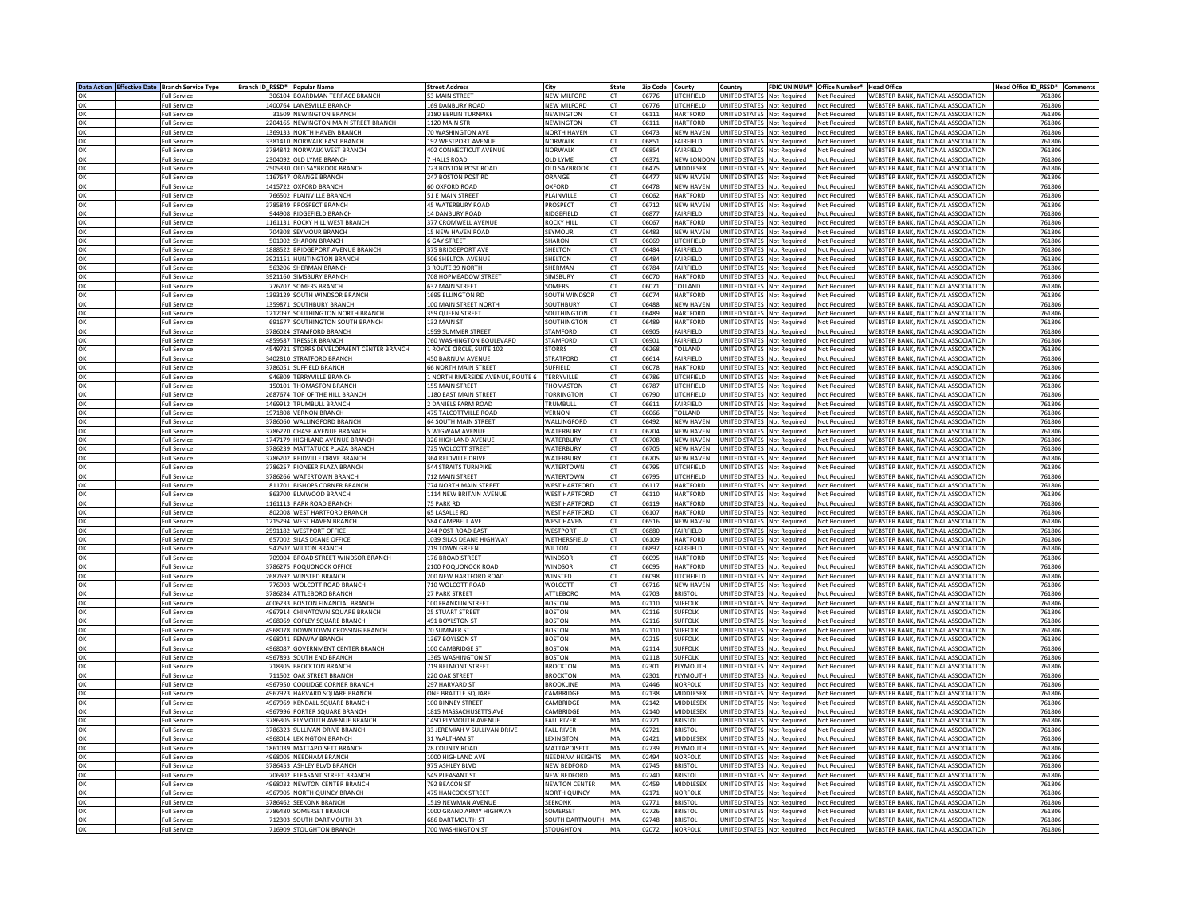| Data Action | Effective Date | Branch Service Type | Branch ID_RSSD* | Popular Name | Street Address | City | State | Zip Code | County | Country | FDIC UNINUM* | Office Number* | Head Office | Head Office ID_RSSD* | Comments |
|---|---|---|---|---|---|---|---|---|---|---|---|---|---|---|---|
| OK | | Full Service | 306104 | BOARDMAN TERRACE BRANCH | 53 MAIN STREET | NEW MILFORD | CT | 06776 | LITCHFIELD | UNITED STATES | Not Required | Not Required | WEBSTER BANK, NATIONAL ASSOCIATION | 761806 | |
| OK | | Full Service | 1400764 | LANESVILLE BRANCH | 169 DANBURY ROAD | NEW MILFORD | CT | 06776 | LITCHFIELD | UNITED STATES | Not Required | Not Required | WEBSTER BANK, NATIONAL ASSOCIATION | 761806 | |
| OK | | Full Service | 31509 | NEWINGTON BRANCH | 3180 BERLIN TURNPIKE | NEWINGTON | CT | 06111 | HARTFORD | UNITED STATES | Not Required | Not Required | WEBSTER BANK, NATIONAL ASSOCIATION | 761806 | |
| OK | | Full Service | 2204165 | NEWINGTON MAIN STREET BRANCH | 1120 MAIN STR | NEWINGTON | CT | 06111 | HARTFORD | UNITED STATES | Not Required | Not Required | WEBSTER BANK, NATIONAL ASSOCIATION | 761806 | |
| OK | | Full Service | 1369133 | NORTH HAVEN BRANCH | 70 WASHINGTON AVE | NORTH HAVEN | CT | 06473 | NEW HAVEN | UNITED STATES | Not Required | Not Required | WEBSTER BANK, NATIONAL ASSOCIATION | 761806 | |
| OK | | Full Service | 3381410 | NORWALK EAST BRANCH | 192 WESTPORT AVENUE | NORWALK | CT | 06851 | FAIRFIELD | UNITED STATES | Not Required | Not Required | WEBSTER BANK, NATIONAL ASSOCIATION | 761806 | |
| OK | | Full Service | 3784842 | NORWALK WEST BRANCH | 402 CONNECTICUT AVENUE | NORWALK | CT | 06854 | FAIRFIELD | UNITED STATES | Not Required | Not Required | WEBSTER BANK, NATIONAL ASSOCIATION | 761806 | |
| OK | | Full Service | 2304092 | OLD LYME BRANCH | 7 HALLS ROAD | OLD LYME | CT | 06371 | NEW LONDON | UNITED STATES | Not Required | Not Required | WEBSTER BANK, NATIONAL ASSOCIATION | 761806 | |
| OK | | Full Service | 2505330 | OLD SAYBROOK BRANCH | 723 BOSTON POST ROAD | OLD SAYBROOK | CT | 06475 | MIDDLESEX | UNITED STATES | Not Required | Not Required | WEBSTER BANK, NATIONAL ASSOCIATION | 761806 | |
| OK | | Full Service | 1167647 | ORANGE BRANCH | 247 BOSTON POST RD | ORANGE | CT | 06477 | NEW HAVEN | UNITED STATES | Not Required | Not Required | WEBSTER BANK, NATIONAL ASSOCIATION | 761806 | |
| OK | | Full Service | 1415722 | OXFORD BRANCH | 60 OXFORD ROAD | OXFORD | CT | 06478 | NEW HAVEN | UNITED STATES | Not Required | Not Required | WEBSTER BANK, NATIONAL ASSOCIATION | 761806 | |
| OK | | Full Service | 766502 | PLAINVILLE BRANCH | 51 E MAIN STREET | PLAINVILLE | CT | 06062 | HARTFORD | UNITED STATES | Not Required | Not Required | WEBSTER BANK, NATIONAL ASSOCIATION | 761806 | |
| OK | | Full Service | 3785849 | PROSPECT BRANCH | 45 WATERBURY ROAD | PROSPECT | CT | 06712 | NEW HAVEN | UNITED STATES | Not Required | Not Required | WEBSTER BANK, NATIONAL ASSOCIATION | 761806 | |
| OK | | Full Service | 944908 | RIDGEFIELD BRANCH | 14 DANBURY ROAD | RIDGEFIELD | CT | 06877 | FAIRFIELD | UNITED STATES | Not Required | Not Required | WEBSTER BANK, NATIONAL ASSOCIATION | 761806 | |
| OK | | Full Service | 1161131 | ROCKY HILL WEST BRANCH | 377 CROMWELL AVENUE | ROCKY HILL | CT | 06067 | HARTFORD | UNITED STATES | Not Required | Not Required | WEBSTER BANK, NATIONAL ASSOCIATION | 761806 | |
| OK | | Full Service | 704308 | SEYMOUR BRANCH | 15 NEW HAVEN ROAD | SEYMOUR | CT | 06483 | NEW HAVEN | UNITED STATES | Not Required | Not Required | WEBSTER BANK, NATIONAL ASSOCIATION | 761806 | |
| OK | | Full Service | 501002 | SHARON BRANCH | 6 GAY STREET | SHARON | CT | 06069 | LITCHFIELD | UNITED STATES | Not Required | Not Required | WEBSTER BANK, NATIONAL ASSOCIATION | 761806 | |
| OK | | Full Service | 1888522 | BRIDGEPORT AVENUE BRANCH | 375 BRIDGEPORT AVE | SHELTON | CT | 06484 | FAIRFIELD | UNITED STATES | Not Required | Not Required | WEBSTER BANK, NATIONAL ASSOCIATION | 761806 | |
| OK | | Full Service | 3921151 | HUNTINGTON BRANCH | 506 SHELTON AVENUE | SHELTON | CT | 06484 | FAIRFIELD | UNITED STATES | Not Required | Not Required | WEBSTER BANK, NATIONAL ASSOCIATION | 761806 | |
| OK | | Full Service | 563206 | SHERMAN BRANCH | 3 ROUTE 39 NORTH | SHERMAN | CT | 06784 | FAIRFIELD | UNITED STATES | Not Required | Not Required | WEBSTER BANK, NATIONAL ASSOCIATION | 761806 | |
| OK | | Full Service | 3921160 | SIMSBURY BRANCH | 708 HOPMEADOW STREET | SIMSBURY | CT | 06070 | HARTFORD | UNITED STATES | Not Required | Not Required | WEBSTER BANK, NATIONAL ASSOCIATION | 761806 | |
| OK | | Full Service | 776707 | SOMERS BRANCH | 637 MAIN STREET | SOMERS | CT | 06071 | TOLLAND | UNITED STATES | Not Required | Not Required | WEBSTER BANK, NATIONAL ASSOCIATION | 761806 | |
| OK | | Full Service | 1393129 | SOUTH WINDSOR BRANCH | 1695 ELLINGTON RD | SOUTH WINDSOR | CT | 06074 | HARTFORD | UNITED STATES | Not Required | Not Required | WEBSTER BANK, NATIONAL ASSOCIATION | 761806 | |
| OK | | Full Service | 1359871 | SOUTHBURY BRANCH | 100 MAIN STREET NORTH | SOUTHBURY | CT | 06488 | NEW HAVEN | UNITED STATES | Not Required | Not Required | WEBSTER BANK, NATIONAL ASSOCIATION | 761806 | |
| OK | | Full Service | 1212097 | SOUTHINGTON NORTH BRANCH | 359 QUEEN STREET | SOUTHINGTON | CT | 06489 | HARTFORD | UNITED STATES | Not Required | Not Required | WEBSTER BANK, NATIONAL ASSOCIATION | 761806 | |
| OK | | Full Service | 691677 | SOUTHINGTON SOUTH BRANCH | 132 MAIN ST | SOUTHINGTON | CT | 06489 | HARTFORD | UNITED STATES | Not Required | Not Required | WEBSTER BANK, NATIONAL ASSOCIATION | 761806 | |
| OK | | Full Service | 3786024 | STAMFORD BRANCH | 1959 SUMMER STREET | STAMFORD | CT | 06905 | FAIRFIELD | UNITED STATES | Not Required | Not Required | WEBSTER BANK, NATIONAL ASSOCIATION | 761806 | |
| OK | | Full Service | 4859587 | TRESSER BRANCH | 760 WASHINGTON BOULEVARD | STAMFORD | CT | 06901 | FAIRFIELD | UNITED STATES | Not Required | Not Required | WEBSTER BANK, NATIONAL ASSOCIATION | 761806 | |
| OK | | Full Service | 4549721 | STORRS DEVELOPMENT CENTER BRANCH | 1 ROYCE CIRCLE, SUITE 102 | STORRS | CT | 06268 | TOLLAND | UNITED STATES | Not Required | Not Required | WEBSTER BANK, NATIONAL ASSOCIATION | 761806 | |
| OK | | Full Service | 3402810 | STRATFORD BRANCH | 450 BARNUM AVENUE | STRATFORD | CT | 06614 | FAIRFIELD | UNITED STATES | Not Required | Not Required | WEBSTER BANK, NATIONAL ASSOCIATION | 761806 | |
| OK | | Full Service | 3786051 | SUFFIELD BRANCH | 66 NORTH MAIN STREET | SUFFIELD | CT | 06078 | HARTFORD | UNITED STATES | Not Required | Not Required | WEBSTER BANK, NATIONAL ASSOCIATION | 761806 | |
| OK | | Full Service | 946809 | TERRYVILLE BRANCH | 1 NORTH RIVERSIDE AVENUE, ROUTE 6 | TERRYVILLE | CT | 06786 | LITCHFIELD | UNITED STATES | Not Required | Not Required | WEBSTER BANK, NATIONAL ASSOCIATION | 761806 | |
| OK | | Full Service | 150101 | THOMASTON BRANCH | 155 MAIN STREET | THOMASTON | CT | 06787 | LITCHFIELD | UNITED STATES | Not Required | Not Required | WEBSTER BANK, NATIONAL ASSOCIATION | 761806 | |
| OK | | Full Service | 2687674 | TOP OF THE HILL BRANCH | 1180 EAST MAIN STREET | TORRINGTON | CT | 06790 | LITCHFIELD | UNITED STATES | Not Required | Not Required | WEBSTER BANK, NATIONAL ASSOCIATION | 761806 | |
| OK | | Full Service | 1469912 | TRUMBULL BRANCH | 2 DANIELS FARM ROAD | TRUMBULL | CT | 06611 | FAIRFIELD | UNITED STATES | Not Required | Not Required | WEBSTER BANK, NATIONAL ASSOCIATION | 761806 | |
| OK | | Full Service | 1971808 | VERNON BRANCH | 475 TALCOTTVILLE ROAD | VERNON | CT | 06066 | TOLLAND | UNITED STATES | Not Required | Not Required | WEBSTER BANK, NATIONAL ASSOCIATION | 761806 | |
| OK | | Full Service | 3786060 | WALLINGFORD BRANCH | 64 SOUTH MAIN STREET | WALLINGFORD | CT | 06492 | NEW HAVEN | UNITED STATES | Not Required | Not Required | WEBSTER BANK, NATIONAL ASSOCIATION | 761806 | |
| OK | | Full Service | 3786220 | CHASE AVENUE BRANACH | 5 WIGWAM AVENUE | WATERBURY | CT | 06704 | NEW HAVEN | UNITED STATES | Not Required | Not Required | WEBSTER BANK, NATIONAL ASSOCIATION | 761806 | |
| OK | | Full Service | 1747179 | HIGHLAND AVENUE BRANCH | 326 HIGHLAND AVENUE | WATERBURY | CT | 06708 | NEW HAVEN | UNITED STATES | Not Required | Not Required | WEBSTER BANK, NATIONAL ASSOCIATION | 761806 | |
| OK | | Full Service | 3786239 | MATTATUCK PLAZA BRANCH | 725 WOLCOTT STREET | WATERBURY | CT | 06705 | NEW HAVEN | UNITED STATES | Not Required | Not Required | WEBSTER BANK, NATIONAL ASSOCIATION | 761806 | |
| OK | | Full Service | 3786202 | REIDVILLE DRIVE BRANCH | 364 REIDVILLE DRIVE | WATERBURY | CT | 06705 | NEW HAVEN | UNITED STATES | Not Required | Not Required | WEBSTER BANK, NATIONAL ASSOCIATION | 761806 | |
| OK | | Full Service | 3786257 | PIONEER PLAZA BRANCH | 544 STRAITS TURNPIKE | WATERTOWN | CT | 06795 | LITCHFIELD | UNITED STATES | Not Required | Not Required | WEBSTER BANK, NATIONAL ASSOCIATION | 761806 | |
| OK | | Full Service | 3786266 | WATERTOWN BRANCH | 712 MAIN STREET | WATERTOWN | CT | 06795 | LITCHFIELD | UNITED STATES | Not Required | Not Required | WEBSTER BANK, NATIONAL ASSOCIATION | 761806 | |
| OK | | Full Service | 811701 | BISHOPS CORNER BRANCH | 774 NORTH MAIN STREET | WEST HARTFORD | CT | 06117 | HARTFORD | UNITED STATES | Not Required | Not Required | WEBSTER BANK, NATIONAL ASSOCIATION | 761806 | |
| OK | | Full Service | 863700 | ELMWOOD BRANCH | 1114 NEW BRITAIN AVENUE | WEST HARTFORD | CT | 06110 | HARTFORD | UNITED STATES | Not Required | Not Required | WEBSTER BANK, NATIONAL ASSOCIATION | 761806 | |
| OK | | Full Service | 1161113 | PARK ROAD BRANCH | 75 PARK RD | WEST HARTFORD | CT | 06119 | HARTFORD | UNITED STATES | Not Required | Not Required | WEBSTER BANK, NATIONAL ASSOCIATION | 761806 | |
| OK | | Full Service | 802008 | WEST HARTFORD BRANCH | 65 LASALLE RD | WEST HARTFORD | CT | 06107 | HARTFORD | UNITED STATES | Not Required | Not Required | WEBSTER BANK, NATIONAL ASSOCIATION | 761806 | |
| OK | | Full Service | 1215294 | WEST HAVEN BRANCH | 584 CAMPBELL AVE | WEST HAVEN | CT | 06516 | NEW HAVEN | UNITED STATES | Not Required | Not Required | WEBSTER BANK, NATIONAL ASSOCIATION | 761806 | |
| OK | | Full Service | 2591182 | WESTPORT OFFICE | 244 POST ROAD EAST | WESTPORT | CT | 06880 | FAIRFIELD | UNITED STATES | Not Required | Not Required | WEBSTER BANK, NATIONAL ASSOCIATION | 761806 | |
| OK | | Full Service | 657002 | SILAS DEANE OFFICE | 1039 SILAS DEANE HIGHWAY | WETHERSFIELD | CT | 06109 | HARTFORD | UNITED STATES | Not Required | Not Required | WEBSTER BANK, NATIONAL ASSOCIATION | 761806 | |
| OK | | Full Service | 947507 | WILTON BRANCH | 219 TOWN GREEN | WILTON | CT | 06897 | FAIRFIELD | UNITED STATES | Not Required | Not Required | WEBSTER BANK, NATIONAL ASSOCIATION | 761806 | |
| OK | | Full Service | 709004 | BROAD STREET WINDSOR BRANCH | 176 BROAD STREET | WINDSOR | CT | 06095 | HARTFORD | UNITED STATES | Not Required | Not Required | WEBSTER BANK, NATIONAL ASSOCIATION | 761806 | |
| OK | | Full Service | 3786275 | POQUONOCK OFFICE | 2100 POQUONOCK ROAD | WINDSOR | CT | 06095 | HARTFORD | UNITED STATES | Not Required | Not Required | WEBSTER BANK, NATIONAL ASSOCIATION | 761806 | |
| OK | | Full Service | 2687692 | WINSTED BRANCH | 200 NEW HARTFORD ROAD | WINSTED | CT | 06098 | LITCHFIELD | UNITED STATES | Not Required | Not Required | WEBSTER BANK, NATIONAL ASSOCIATION | 761806 | |
| OK | | Full Service | 776903 | WOLCOTT ROAD BRANCH | 710 WOLCOTT ROAD | WOLCOTT | CT | 06716 | NEW HAVEN | UNITED STATES | Not Required | Not Required | WEBSTER BANK, NATIONAL ASSOCIATION | 761806 | |
| OK | | Full Service | 3786284 | ATTLEBORO BRANCH | 27 PARK STREET | ATTLEBORO | MA | 02703 | BRISTOL | UNITED STATES | Not Required | Not Required | WEBSTER BANK, NATIONAL ASSOCIATION | 761806 | |
| OK | | Full Service | 4006233 | BOSTON FINANCIAL BRANCH | 100 FRANKLIN STREET | BOSTON | MA | 02110 | SUFFOLK | UNITED STATES | Not Required | Not Required | WEBSTER BANK, NATIONAL ASSOCIATION | 761806 | |
| OK | | Full Service | 4967914 | CHINATOWN SQUARE BRANCH | 25 STUART STREET | BOSTON | MA | 02116 | SUFFOLK | UNITED STATES | Not Required | Not Required | WEBSTER BANK, NATIONAL ASSOCIATION | 761806 | |
| OK | | Full Service | 4968069 | COPLEY SQUARE BRANCH | 491 BOYLSTON ST | BOSTON | MA | 02116 | SUFFOLK | UNITED STATES | Not Required | Not Required | WEBSTER BANK, NATIONAL ASSOCIATION | 761806 | |
| OK | | Full Service | 4968078 | DOWNTOWN CROSSING BRANCH | 70 SUMMER ST | BOSTON | MA | 02110 | SUFFOLK | UNITED STATES | Not Required | Not Required | WEBSTER BANK, NATIONAL ASSOCIATION | 761806 | |
| OK | | Full Service | 4968041 | FENWAY BRANCH | 1367 BOYLSON ST | BOSTON | MA | 02215 | SUFFOLK | UNITED STATES | Not Required | Not Required | WEBSTER BANK, NATIONAL ASSOCIATION | 761806 | |
| OK | | Full Service | 4968087 | GOVERNMENT CENTER BRANCH | 100 CAMBRIDGE ST | BOSTON | MA | 02114 | SUFFOLK | UNITED STATES | Not Required | Not Required | WEBSTER BANK, NATIONAL ASSOCIATION | 761806 | |
| OK | | Full Service | 4967893 | SOUTH END BRANCH | 1365 WASHINGTON ST | BOSTON | MA | 02118 | SUFFOLK | UNITED STATES | Not Required | Not Required | WEBSTER BANK, NATIONAL ASSOCIATION | 761806 | |
| OK | | Full Service | 718305 | BROCKTON BRANCH | 719 BELMONT STREET | BROCKTON | MA | 02301 | PLYMOUTH | UNITED STATES | Not Required | Not Required | WEBSTER BANK, NATIONAL ASSOCIATION | 761806 | |
| OK | | Full Service | 711502 | OAK STREET BRANCH | 220 OAK STREET | BROCKTON | MA | 02301 | PLYMOUTH | UNITED STATES | Not Required | Not Required | WEBSTER BANK, NATIONAL ASSOCIATION | 761806 | |
| OK | | Full Service | 4967950 | COOLIDGE CORNER BRANCH | 297 HARVARD ST | BROOKLINE | MA | 02446 | NORFOLK | UNITED STATES | Not Required | Not Required | WEBSTER BANK, NATIONAL ASSOCIATION | 761806 | |
| OK | | Full Service | 4967923 | HARVARD SQUARE BRANCH | ONE BRATTLE SQUARE | CAMBRIDGE | MA | 02138 | MIDDLESEX | UNITED STATES | Not Required | Not Required | WEBSTER BANK, NATIONAL ASSOCIATION | 761806 | |
| OK | | Full Service | 4967969 | KENDALL SQUARE BRANCH | 100 BINNEY STREET | CAMBRIDGE | MA | 02142 | MIDDLESEX | UNITED STATES | Not Required | Not Required | WEBSTER BANK, NATIONAL ASSOCIATION | 761806 | |
| OK | | Full Service | 4967996 | PORTER SQUARE BRANCH | 1815 MASSACHUSETTS AVE | CAMBRIDGE | MA | 02140 | MIDDLESEX | UNITED STATES | Not Required | Not Required | WEBSTER BANK, NATIONAL ASSOCIATION | 761806 | |
| OK | | Full Service | 3786305 | PLYMOUTH AVENUE BRANCH | 1450 PLYMOUTH AVENUE | FALL RIVER | MA | 02721 | BRISTOL | UNITED STATES | Not Required | Not Required | WEBSTER BANK, NATIONAL ASSOCIATION | 761806 | |
| OK | | Full Service | 3786323 | SULLIVAN DRIVE BRANCH | 33 JEREMIAH V SULLIVAN DRIVE | FALL RIVER | MA | 02721 | BRISTOL | UNITED STATES | Not Required | Not Required | WEBSTER BANK, NATIONAL ASSOCIATION | 761806 | |
| OK | | Full Service | 4968014 | LEXINGTON BRANCH | 31 WALTHAM ST | LEXINGTON | MA | 02421 | MIDDLESEX | UNITED STATES | Not Required | Not Required | WEBSTER BANK, NATIONAL ASSOCIATION | 761806 | |
| OK | | Full Service | 1861039 | MATTAPOISETT BRANCH | 28 COUNTY ROAD | MATTAPOISETT | MA | 02739 | PLYMOUTH | UNITED STATES | Not Required | Not Required | WEBSTER BANK, NATIONAL ASSOCIATION | 761806 | |
| OK | | Full Service | 4968005 | NEEDHAM BRANCH | 1000 HIGHLAND AVE | NEEDHAM HEIGHTS | MA | 02494 | NORFOLK | UNITED STATES | Not Required | Not Required | WEBSTER BANK, NATIONAL ASSOCIATION | 761806 | |
| OK | | Full Service | 3786453 | ASHLEY BLVD BRANCH | 975 ASHLEY BLVD | NEW BEDFORD | MA | 02745 | BRISTOL | UNITED STATES | Not Required | Not Required | WEBSTER BANK, NATIONAL ASSOCIATION | 761806 | |
| OK | | Full Service | 706302 | PLEASANT STREET BRANCH | 545 PLEASANT ST | NEW BEDFORD | MA | 02740 | BRISTOL | UNITED STATES | Not Required | Not Required | WEBSTER BANK, NATIONAL ASSOCIATION | 761806 | |
| OK | | Full Service | 4968032 | NEWTON CENTER BRANCH | 792 BEACON ST | NEWTON CENTER | MA | 02459 | MIDDLESEX | UNITED STATES | Not Required | Not Required | WEBSTER BANK, NATIONAL ASSOCIATION | 761806 | |
| OK | | Full Service | 4967905 | NORTH QUINCY BRANCH | 475 HANCOCK STREET | NORTH QUINCY | MA | 02171 | NORFOLK | UNITED STATES | Not Required | Not Required | WEBSTER BANK, NATIONAL ASSOCIATION | 761806 | |
| OK | | Full Service | 3786462 | SEEKONK BRANCH | 1519 NEWMAN AVENUE | SEEKONK | MA | 02771 | BRISTOL | UNITED STATES | Not Required | Not Required | WEBSTER BANK, NATIONAL ASSOCIATION | 761806 | |
| OK | | Full Service | 3786480 | SOMERSET BRANCH | 1000 GRAND ARMY HIGHWAY | SOMERSET | MA | 02726 | BRISTOL | UNITED STATES | Not Required | Not Required | WEBSTER BANK, NATIONAL ASSOCIATION | 761806 | |
| OK | | Full Service | 712303 | SOUTH DARTMOUTH BR | 686 DARTMOUTH ST | SOUTH DARTMOUTH | MA | 02748 | BRISTOL | UNITED STATES | Not Required | Not Required | WEBSTER BANK, NATIONAL ASSOCIATION | 761806 | |
| OK | | Full Service | 716909 | STOUGHTON BRANCH | 700 WASHINGTON ST | STOUGHTON | MA | 02072 | NORFOLK | UNITED STATES | Not Required | Not Required | WEBSTER BANK, NATIONAL ASSOCIATION | 761806 | |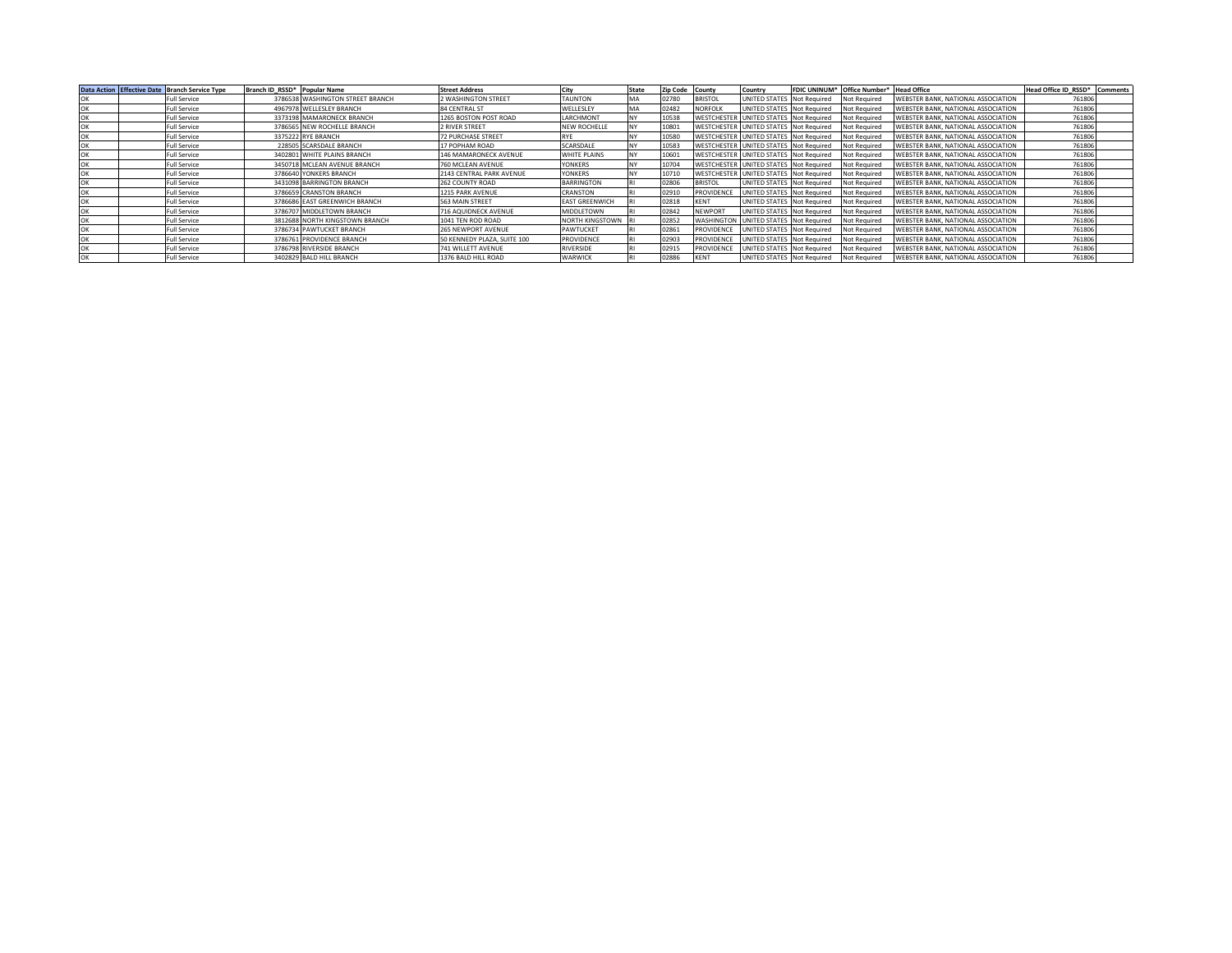| Data Action | Effective Date | Branch Service Type | Branch ID_RSSD* | Popular Name | Street Address | City | State | Zip Code | County | Country | FDIC UNINUM* | Office Number* | Head Office | Head Office ID_RSSD* | Comments |
|---|---|---|---|---|---|---|---|---|---|---|---|---|---|---|---|
| OK | | Full Service | 3786538 | WASHINGTON STREET BRANCH | 2 WASHINGTON STREET | TAUNTON | MA | 02780 | BRISTOL | UNITED STATES | Not Required | Not Required | WEBSTER BANK, NATIONAL ASSOCIATION | 761806 | |
| OK | | Full Service | 4967978 | WELLESLEY BRANCH | 84 CENTRAL ST | WELLESLEY | MA | 02482 | NORFOLK | UNITED STATES | Not Required | Not Required | WEBSTER BANK, NATIONAL ASSOCIATION | 761806 | |
| OK | | Full Service | 3373198 | MAMARONECK BRANCH | 1265 BOSTON POST ROAD | LARCHMONT | NY | 10538 | WESTCHESTER | UNITED STATES | Not Required | Not Required | WEBSTER BANK, NATIONAL ASSOCIATION | 761806 | |
| OK | | Full Service | 3786565 | NEW ROCHELLE BRANCH | 2 RIVER STREET | NEW ROCHELLE | NY | 10801 | WESTCHESTER | UNITED STATES | Not Required | Not Required | WEBSTER BANK, NATIONAL ASSOCIATION | 761806 | |
| OK | | Full Service | 3375222 | RYE BRANCH | 72 PURCHASE STREET | RYE | NY | 10580 | WESTCHESTER | UNITED STATES | Not Required | Not Required | WEBSTER BANK, NATIONAL ASSOCIATION | 761806 | |
| OK | | Full Service | 228505 | SCARSDALE BRANCH | 17 POPHAM ROAD | SCARSDALE | NY | 10583 | WESTCHESTER | UNITED STATES | Not Required | Not Required | WEBSTER BANK, NATIONAL ASSOCIATION | 761806 | |
| OK | | Full Service | 3402801 | WHITE PLAINS BRANCH | 146 MAMARONECK AVENUE | WHITE PLAINS | NY | 10601 | WESTCHESTER | UNITED STATES | Not Required | Not Required | WEBSTER BANK, NATIONAL ASSOCIATION | 761806 | |
| OK | | Full Service | 3450718 | MCLEAN AVENUE BRANCH | 760 MCLEAN AVENUE | YONKERS | NY | 10704 | WESTCHESTER | UNITED STATES | Not Required | Not Required | WEBSTER BANK, NATIONAL ASSOCIATION | 761806 | |
| OK | | Full Service | 3786640 | YONKERS BRANCH | 2143 CENTRAL PARK AVENUE | YONKERS | NY | 10710 | WESTCHESTER | UNITED STATES | Not Required | Not Required | WEBSTER BANK, NATIONAL ASSOCIATION | 761806 | |
| OK | | Full Service | 3431098 | BARRINGTON BRANCH | 262 COUNTY ROAD | BARRINGTON | RI | 02806 | BRISTOL | UNITED STATES | Not Required | Not Required | WEBSTER BANK, NATIONAL ASSOCIATION | 761806 | |
| OK | | Full Service | 3786659 | CRANSTON BRANCH | 1215 PARK AVENUE | CRANSTON | RI | 02910 | PROVIDENCE | UNITED STATES | Not Required | Not Required | WEBSTER BANK, NATIONAL ASSOCIATION | 761806 | |
| OK | | Full Service | 3786686 | EAST GREENWICH BRANCH | 563 MAIN STREET | EAST GREENWICH | RI | 02818 | KENT | UNITED STATES | Not Required | Not Required | WEBSTER BANK, NATIONAL ASSOCIATION | 761806 | |
| OK | | Full Service | 3786707 | MIDDLETOWN BRANCH | 716 AQUIDNECK AVENUE | MIDDLETOWN | RI | 02842 | NEWPORT | UNITED STATES | Not Required | Not Required | WEBSTER BANK, NATIONAL ASSOCIATION | 761806 | |
| OK | | Full Service | 3812688 | NORTH KINGSTOWN BRANCH | 1041 TEN ROD ROAD | NORTH KINGSTOWN | RI | 02852 | WASHINGTON | UNITED STATES | Not Required | Not Required | WEBSTER BANK, NATIONAL ASSOCIATION | 761806 | |
| OK | | Full Service | 3786734 | PAWTUCKET BRANCH | 265 NEWPORT AVENUE | PAWTUCKET | RI | 02861 | PROVIDENCE | UNITED STATES | Not Required | Not Required | WEBSTER BANK, NATIONAL ASSOCIATION | 761806 | |
| OK | | Full Service | 3786761 | PROVIDENCE BRANCH | 50 KENNEDY PLAZA, SUITE 100 | PROVIDENCE | RI | 02903 | PROVIDENCE | UNITED STATES | Not Required | Not Required | WEBSTER BANK, NATIONAL ASSOCIATION | 761806 | |
| OK | | Full Service | 3786798 | RIVERSIDE BRANCH | 741 WILLETT AVENUE | RIVERSIDE | RI | 02915 | PROVIDENCE | UNITED STATES | Not Required | Not Required | WEBSTER BANK, NATIONAL ASSOCIATION | 761806 | |
| OK | | Full Service | 3402829 | BALD HILL BRANCH | 1376 BALD HILL ROAD | WARWICK | RI | 02886 | KENT | UNITED STATES | Not Required | Not Required | WEBSTER BANK, NATIONAL ASSOCIATION | 761806 | |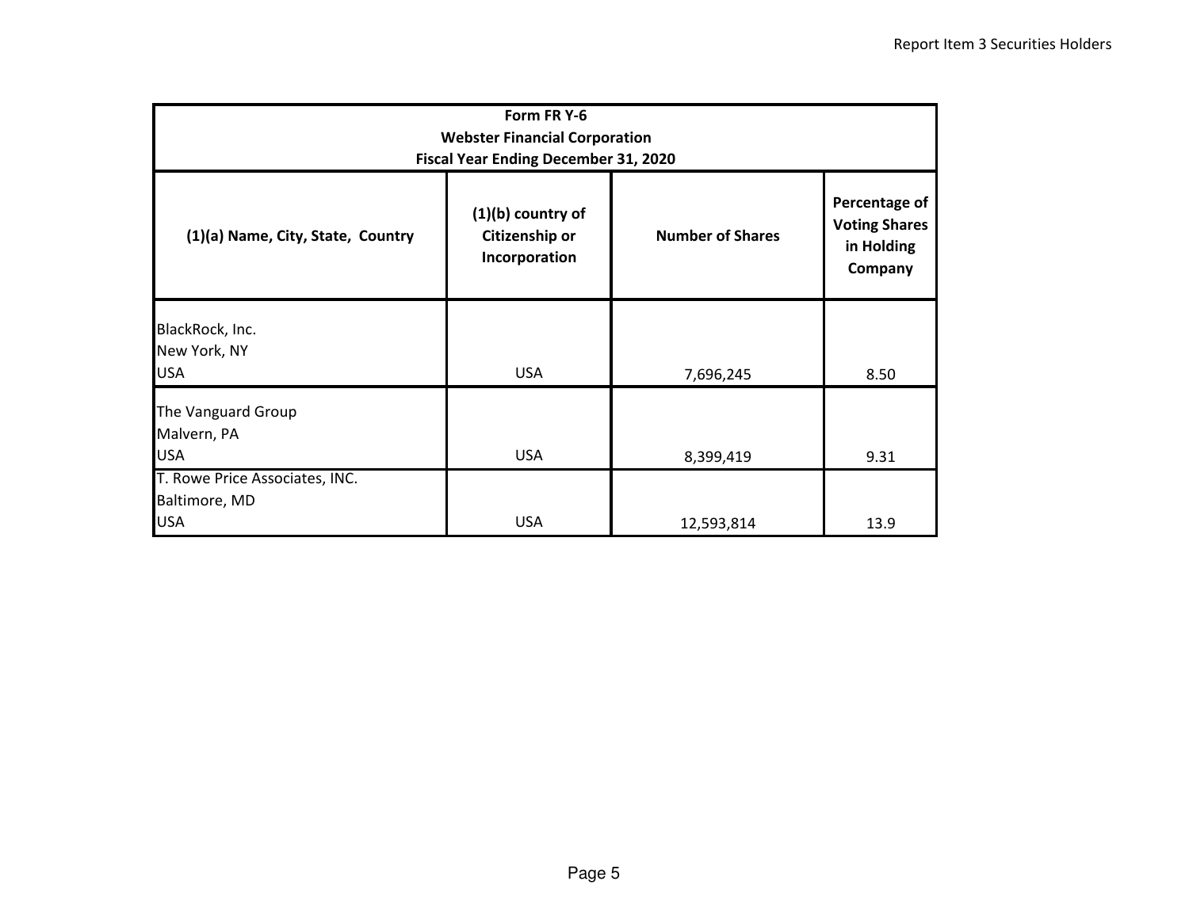| Form FR Y-6<br>Webster Financial Corporation<br>Fiscal Year Ending December 31, 2020 | | | |
|---|---|---|---|
| (1)(a) Name, City, State, Country | (1)(b) country of Citizenship or Incorporation | Number of Shares | Percentage of Voting Shares in Holding Company |
| BlackRock, Inc.<br>New York, NY<br>USA | USA | 7,696,245 | 8.50 |
| The Vanguard Group<br>Malvern, PA<br>USA | USA | 8,399,419 | 9.31 |
| T. Rowe Price Associates, INC.<br>Baltimore, MD<br>USA | USA | 12,593,814 | 13.9 |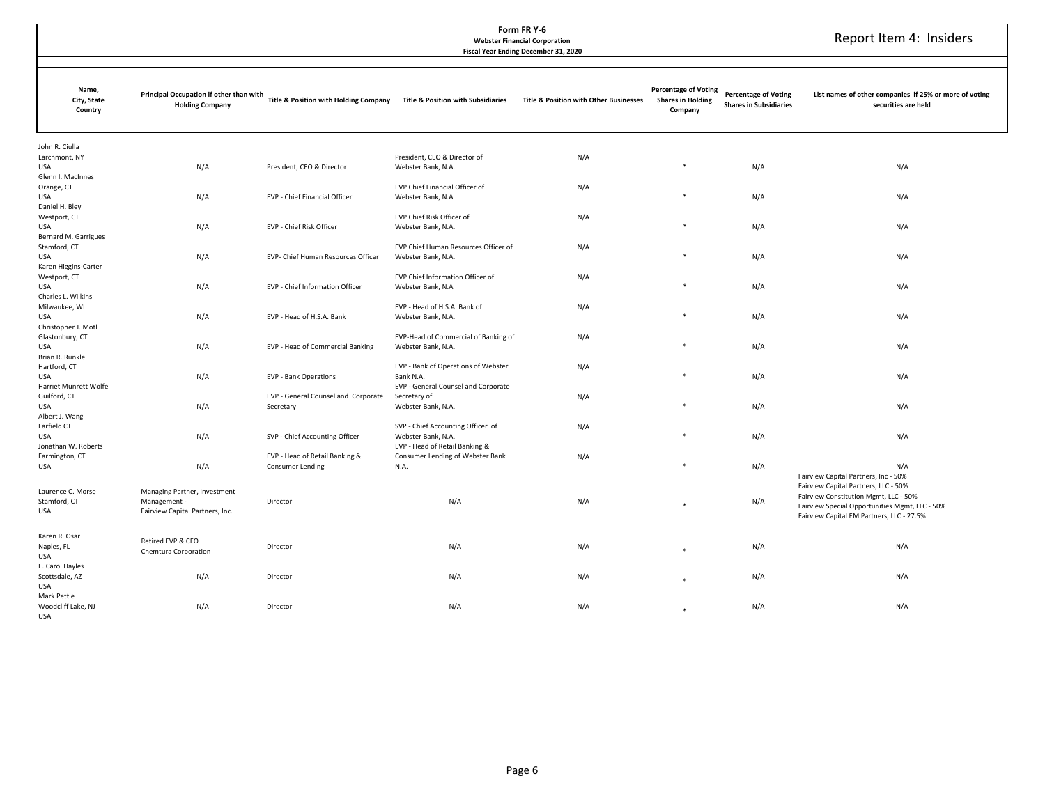**Form FR Y-6**
**Webster Financial Corporation**
**Fiscal Year Ending December 31, 2020**

# Report Item 4: Insiders

| Name, City, State Country | Principal Occupation if other than with Holding Company | Title & Position with Holding Company | Title & Position with Subsidiaries | Title & Position with Other Businesses | Percentage of Voting Shares in Holding Company | Percentage of Voting Shares in Subsidiaries | List names of other companies if 25% or more of voting securities are held |
|---|---|---|---|---|---|---|---|
| John R. Ciulla<br>Larchmont, NY<br>USA | N/A | President, CEO & Director | President, CEO & Director of Webster Bank, N.A. | N/A | * | N/A | N/A |
| Glenn I. MacInnes<br>Orange, CT<br>USA | N/A | EVP - Chief Financial Officer | EVP Chief Financial Officer of Webster Bank, N.A | N/A | * | N/A | N/A |
| Daniel H. Bley<br>Westport, CT<br>USA | N/A | EVP - Chief Risk Officer | EVP Chief Risk Officer of Webster Bank, N.A. | N/A | * | N/A | N/A |
| Bernard M. Garrigues<br>Stamford, CT<br>USA | N/A | EVP- Chief Human Resources Officer | EVP Chief Human Resources Officer of Webster Bank, N.A. | N/A | * | N/A | N/A |
| Karen Higgins-Carter<br>Westport, CT<br>USA | N/A | EVP - Chief Information Officer | EVP Chief Information Officer of Webster Bank, N.A | N/A | * | N/A | N/A |
| Charles L. Wilkins<br>Milwaukee, WI<br>USA | N/A | EVP - Head of H.S.A. Bank | EVP - Head of H.S.A. Bank of Webster Bank, N.A. | N/A | * | N/A | N/A |
| Christopher J. Motl<br>Glastonbury, CT<br>USA | N/A | EVP - Head of Commercial Banking | EVP-Head of Commercial of Banking of Webster Bank, N.A. | N/A | * | N/A | N/A |
| Brian R. Runkle<br>Hartford, CT<br>USA | N/A | EVP - Bank Operations | EVP - Bank of Operations of Webster Bank N.A. | N/A | * | N/A | N/A |
| Harriet Munrett Wolfe<br>Guilford, CT<br>USA | N/A | EVP - General Counsel and Corporate Secretary | EVP - General Counsel and Corporate Secretary of Webster Bank, N.A. | N/A | * | N/A | N/A |
| Albert J. Wang<br>Farfield CT<br>USA | N/A | SVP - Chief Accounting Officer | SVP - Chief Accounting Officer of Webster Bank, N.A. | N/A | * | N/A | N/A |
| Jonathan W. Roberts<br>Farmington, CT<br>USA | N/A | EVP - Head of Retail Banking & Consumer Lending | EVP - Head of Retail Banking & Consumer Lending of Webster Bank N.A. | N/A | * | N/A | N/A |
| Laurence C. Morse<br>Stamford, CT<br>USA | Managing Partner, Investment Management - Fairview Capital Partners, Inc. | Director | N/A | N/A | * | N/A | Fairview Capital Partners, Inc - 50%<br>Fairview Capital Partners, LLC - 50%<br>Fairview Constitution Mgmt, LLC - 50%<br>Fairview Special Opportunities Mgmt, LLC - 50%<br>Fairview Capital EM Partners, LLC - 27.5% |
| Karen R. Osar<br>Naples, FL<br>USA | Retired EVP & CFO Chemtura Corporation | Director | N/A | N/A | * | N/A | N/A |
| E. Carol Hayles<br>Scottsdale, AZ<br>USA | N/A | Director | N/A | N/A | * | N/A | N/A |
| Mark Pettie<br>Woodcliff Lake, NJ<br>USA | N/A | Director | N/A | N/A | * | N/A | N/A |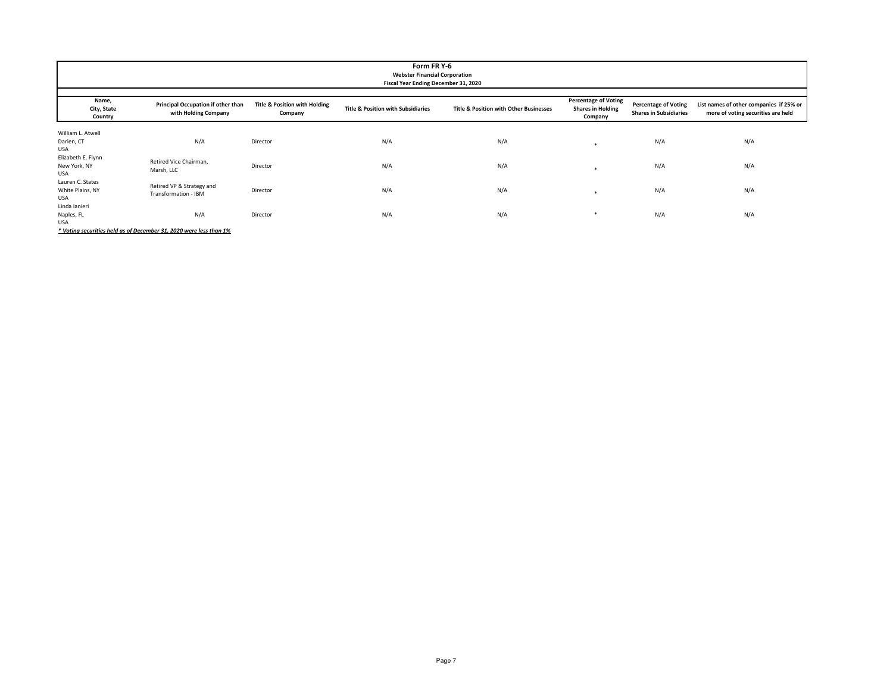**Form FR Y-6**
**Webster Financial Corporation**
**Fiscal Year Ending December 31, 2020**

| Name, City, State Country | Principal Occupation if other than with Holding Company | Title & Position with Holding Company | Title & Position with Subsidiaries | Title & Position with Other Businesses | Percentage of Voting Shares in Holding Company | Percentage of Voting Shares in Subsidiaries | List names of other companies if 25% or more of voting securities are held |
|---|---|---|---|---|---|---|---|
| William L. Atwell<br>Darien, CT<br>USA | N/A | Director | N/A | N/A | * | N/A | N/A |
| Elizabeth E. Flynn<br>New York, NY<br>USA | Retired Vice Chairman, Marsh, LLC | Director | N/A | N/A | * | N/A | N/A |
| Lauren C. States<br>White Plains, NY<br>USA | Retired VP & Strategy and Transformation - IBM | Director | N/A | N/A | * | N/A | N/A |
| Linda Ianieri<br>Naples, FL<br>USA | N/A | Director | N/A | N/A | * | N/A | N/A |

***Voting securities held as of December 31, 2020 were less than 1%***